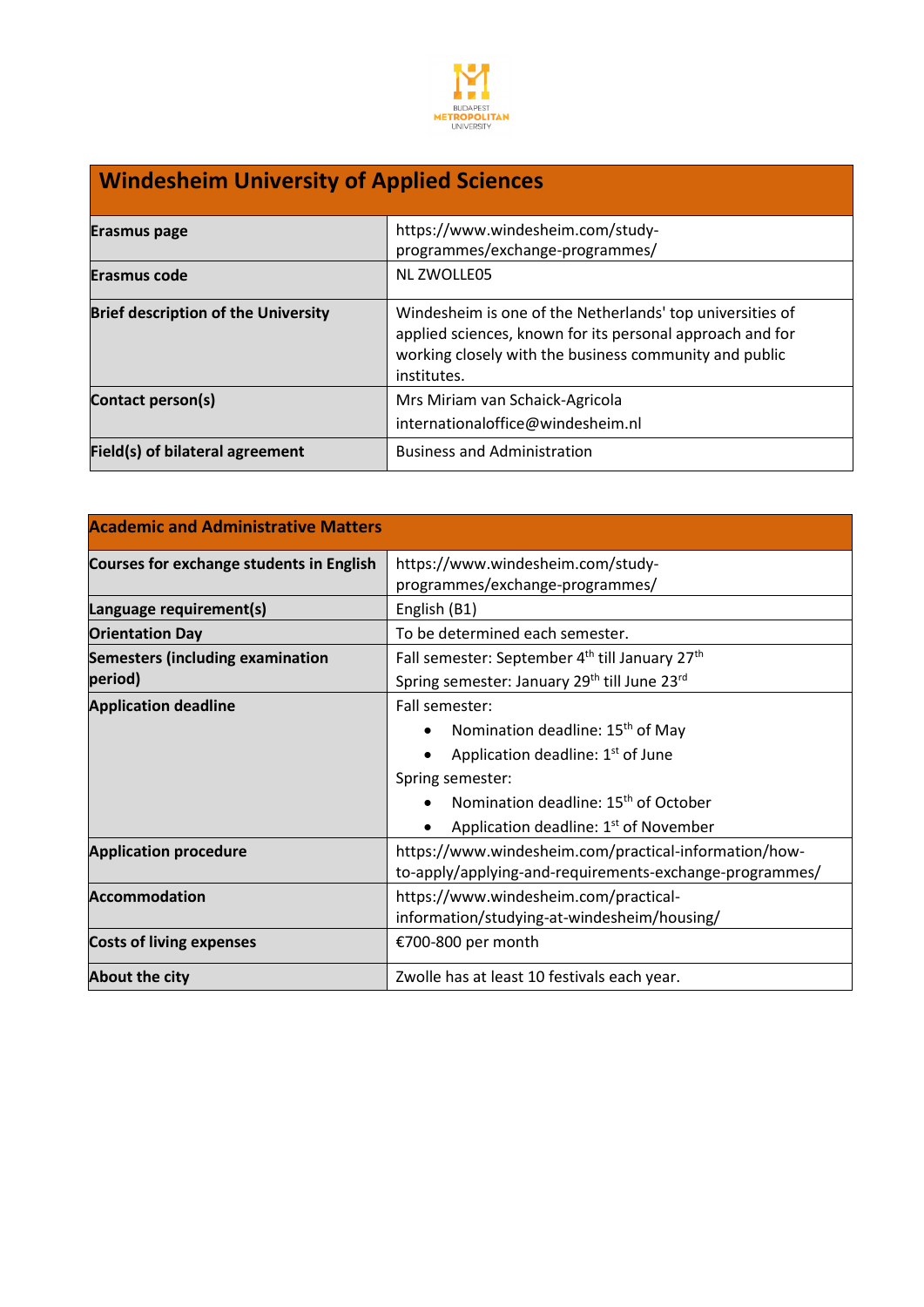BUDAPEST METROPOLITAN UNIVERSITY

| Windesheim University of Applied Sciences | |
|---|---|
| **Erasmus page** | https://www.windesheim.com/study-programmes/exchange-programmes/ |
| **Erasmus code** | NL ZWOLLE05 |
| **Brief description of the University** | Windesheim is one of the Netherlands' top universities of applied sciences, known for its personal approach and for working closely with the business community and public institutes. |
| **Contact person(s)** | Mrs Miriam van Schaick-Agricola<br>internationaloffice@windesheim.nl |
| **Field(s) of bilateral agreement** | Business and Administration |

| Academic and Administrative Matters | |
|---|---|
| **Courses for exchange students in English** | https://www.windesheim.com/study-programmes/exchange-programmes/ |
| **Language requirement(s)** | English (B1) |
| **Orientation Day** | To be determined each semester. |
| **Semesters (including examination period)** | Fall semester: September 4th till January 27th<br>Spring semester: January 29th till June 23rd |
| **Application deadline** | Fall semester:<br>• Nomination deadline: 15th of May<br>• Application deadline: 1st of June<br>Spring semester:<br>• Nomination deadline: 15th of October<br>• Application deadline: 1st of November |
| **Application procedure** | https://www.windesheim.com/practical-information/how-to-apply/applying-and-requirements-exchange-programmes/ |
| **Accommodation** | https://www.windesheim.com/practical-information/studying-at-windesheim/housing/ |
| **Costs of living expenses** | €700-800 per month |
| **About the city** | Zwolle has at least 10 festivals each year. |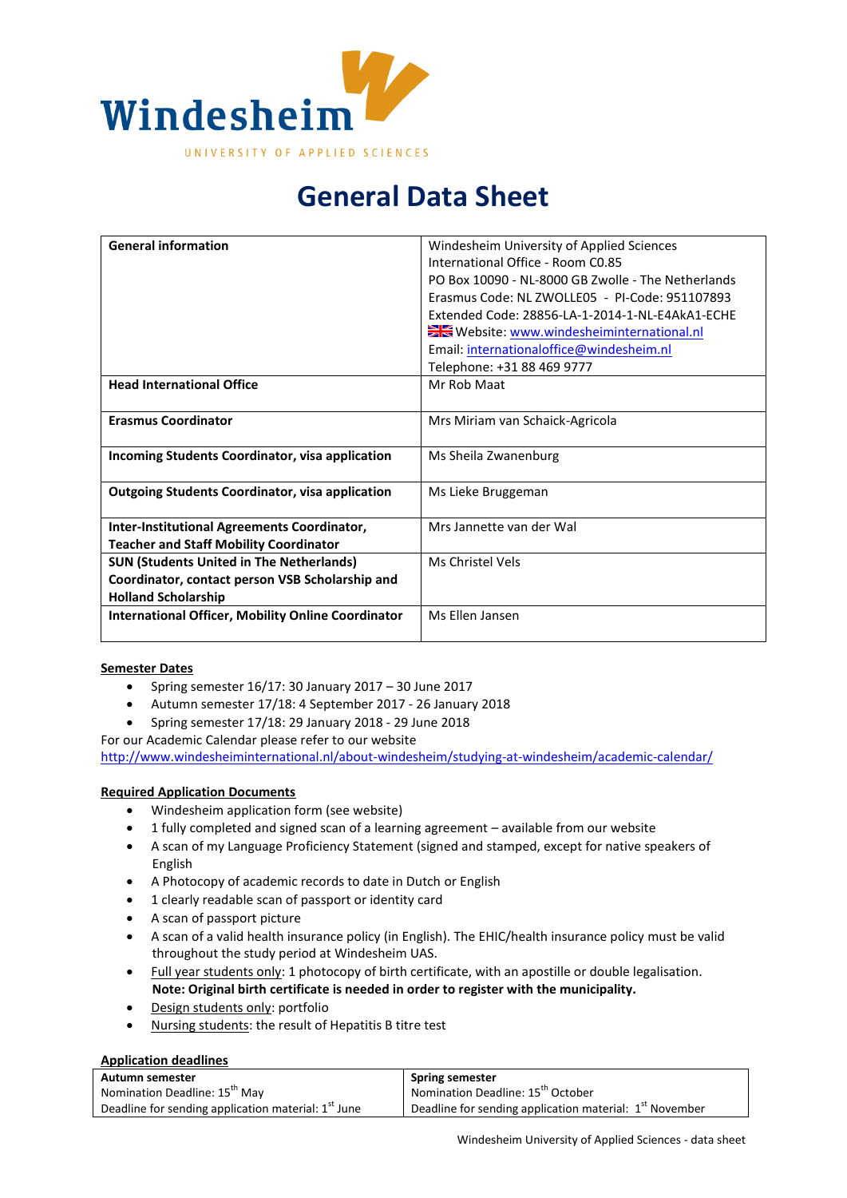Windesheim

UNIVERSITY OF APPLIED SCIENCES

# General Data Sheet

| | |
|---|---|
| **General information** | Windesheim University of Applied Sciences<br>International Office - Room C0.85<br>PO Box 10090 - NL-8000 GB Zwolle - The Netherlands<br>Erasmus Code: NL ZWOLLE05 - PI-Code: 951107893<br>Extended Code: 28856-LA-1-2014-1-NL-E4AkA1-ECHE<br>Website: [www.windesheiminternational.nl](http://www.windesheiminternational.nl)<br>Email: [internationaloffice@windesheim.nl](mailto:internationaloffice@windesheim.nl)<br>Telephone: +31 88 469 9777 |
| **Head International Office** | Mr Rob Maat |
| **Erasmus Coordinator** | Mrs Miriam van Schaick-Agricola |
| **Incoming Students Coordinator, visa application** | Ms Sheila Zwanenburg |
| **Outgoing Students Coordinator, visa application** | Ms Lieke Bruggeman |
| **Inter-Institutional Agreements Coordinator, Teacher and Staff Mobility Coordinator** | Mrs Jannette van der Wal |
| **SUN (Students United in The Netherlands) Coordinator, contact person VSB Scholarship and Holland Scholarship** | Ms Christel Vels |
| **International Officer, Mobility Online Coordinator** | Ms Ellen Jansen |

**Semester Dates**

- Spring semester 16/17: 30 January 2017 – 30 June 2017
- Autumn semester 17/18: 4 September 2017 - 26 January 2018
- Spring semester 17/18: 29 January 2018 - 29 June 2018

For our Academic Calendar please refer to our website
[http://www.windesheiminternational.nl/about-windesheim/studying-at-windesheim/academic-calendar/](http://www.windesheiminternational.nl/about-windesheim/studying-at-windesheim/academic-calendar/)

**Required Application Documents**

- Windesheim application form (see website)
- 1 fully completed and signed scan of a learning agreement – available from our website
- A scan of my Language Proficiency Statement (signed and stamped, except for native speakers of English
- A Photocopy of academic records to date in Dutch or English
- 1 clearly readable scan of passport or identity card
- A scan of passport picture
- A scan of a valid health insurance policy (in English). The EHIC/health insurance policy must be valid throughout the study period at Windesheim UAS.
- Full year students only: 1 photocopy of birth certificate, with an apostille or double legalisation. **Note: Original birth certificate is needed in order to register with the municipality.**
- Design students only: portfolio
- Nursing students: the result of Hepatitis B titre test

**Application deadlines**

| **Autumn semester** | **Spring semester** |
|---|---|
| Nomination Deadline: 15th May | Nomination Deadline: 15th October |
| Deadline for sending application material: 1st June | Deadline for sending application material: 1st November |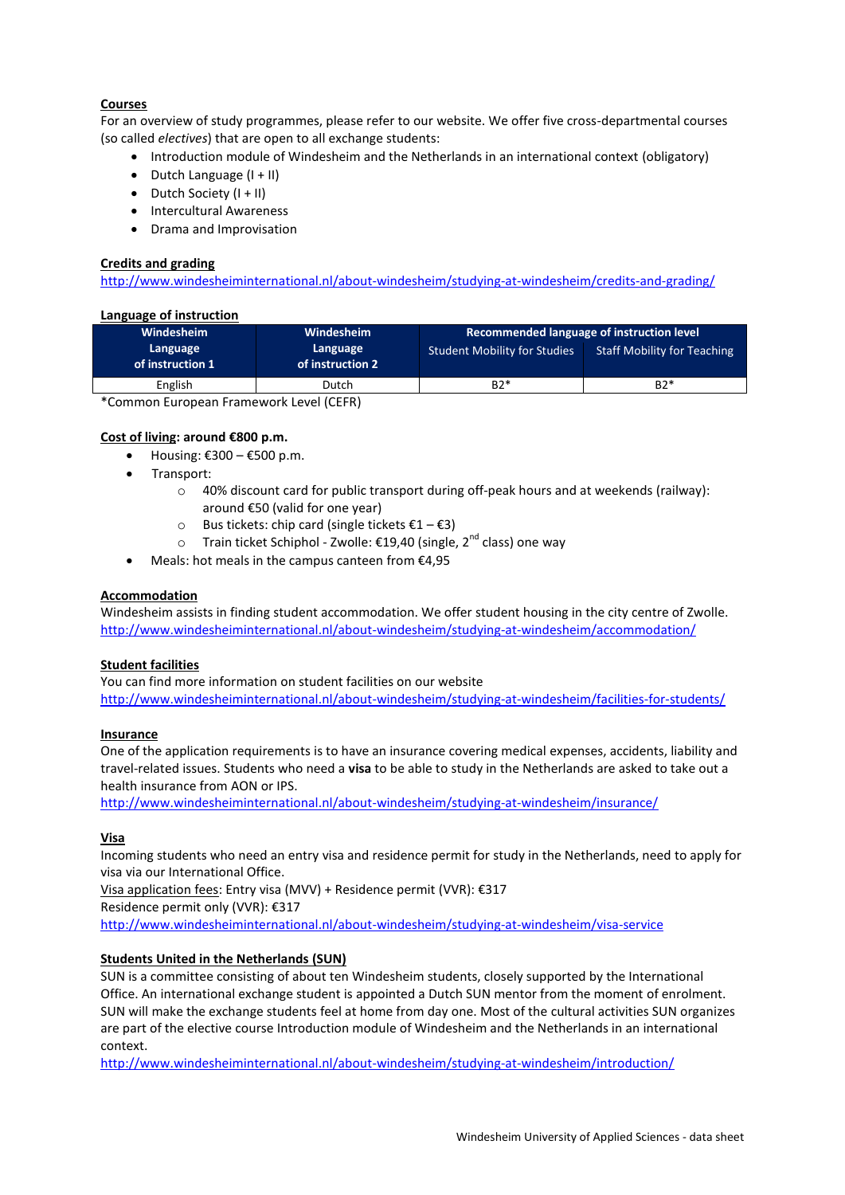**Courses**

For an overview of study programmes, please refer to our website. We offer five cross-departmental courses (so called *electives*) that are open to all exchange students:

- Introduction module of Windesheim and the Netherlands in an international context (obligatory)
- Dutch Language (I + II)
- Dutch Society (I + II)
- Intercultural Awareness
- Drama and Improvisation

**Credits and grading**

http://www.windesheiminternational.nl/about-windesheim/studying-at-windesheim/credits-and-grading/

**Language of instruction**

| Windesheim Language of instruction 1 | Windesheim Language of instruction 2 | Recommended language of instruction level | |
|---|---|---|---|
| | | Student Mobility for Studies | Staff Mobility for Teaching |
| English | Dutch | B2* | B2* |

*Common European Framework Level (CEFR)

**Cost of living: around €800 p.m.**

- Housing: €300 – €500 p.m.
- Transport:
  - 40% discount card for public transport during off-peak hours and at weekends (railway): around €50 (valid for one year)
  - Bus tickets: chip card (single tickets €1 – €3)
  - Train ticket Schiphol - Zwolle: €19,40 (single, 2nd class) one way
- Meals: hot meals in the campus canteen from €4,95

**Accommodation**

Windesheim assists in finding student accommodation. We offer student housing in the city centre of Zwolle.
http://www.windesheiminternational.nl/about-windesheim/studying-at-windesheim/accommodation/

**Student facilities**

You can find more information on student facilities on our website
http://www.windesheiminternational.nl/about-windesheim/studying-at-windesheim/facilities-for-students/

**Insurance**

One of the application requirements is to have an insurance covering medical expenses, accidents, liability and travel-related issues. Students who need a **visa** to be able to study in the Netherlands are asked to take out a health insurance from AON or IPS.
http://www.windesheiminternational.nl/about-windesheim/studying-at-windesheim/insurance/

**Visa**

Incoming students who need an entry visa and residence permit for study in the Netherlands, need to apply for visa via our International Office.
Visa application fees: Entry visa (MVV) + Residence permit (VVR): €317
Residence permit only (VVR): €317
http://www.windesheiminternational.nl/about-windesheim/studying-at-windesheim/visa-service

**Students United in the Netherlands (SUN)**

SUN is a committee consisting of about ten Windesheim students, closely supported by the International Office. An international exchange student is appointed a Dutch SUN mentor from the moment of enrolment. SUN will make the exchange students feel at home from day one. Most of the cultural activities SUN organizes are part of the elective course Introduction module of Windesheim and the Netherlands in an international context.
http://www.windesheiminternational.nl/about-windesheim/studying-at-windesheim/introduction/